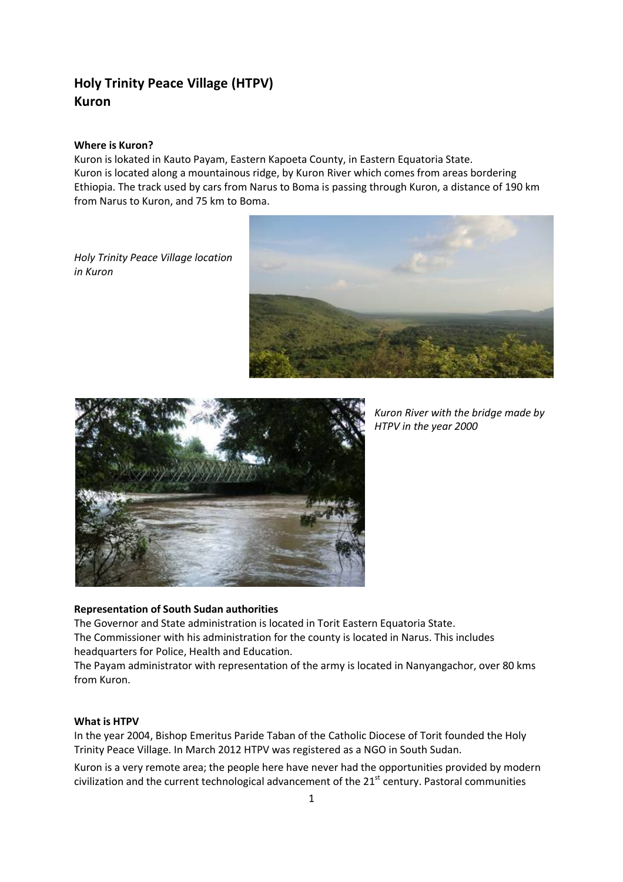# Holy Trinity Peace Village (HTPV)
# Kuron

**Where is Kuron?**

Kuron is lokated in Kauto Payam, Eastern Kapoeta County, in Eastern Equatoria State.
Kuron is located along a mountainous ridge, by Kuron River which comes from areas bordering Ethiopia. The track used by cars from Narus to Boma is passing through Kuron, a distance of 190 km from Narus to Kuron, and 75 km to Boma.

*Holy Trinity Peace Village location in Kuron*

*Kuron River with the bridge made by HTPV in the year 2000*

**Representation of South Sudan authorities**

The Governor and State administration is located in Torit Eastern Equatoria State.
The Commissioner with his administration for the county is located in Narus. This includes headquarters for Police, Health and Education.
The Payam administrator with representation of the army is located in Nanyangachor, over 80 kms from Kuron.

**What is HTPV**

In the year 2004, Bishop Emeritus Paride Taban of the Catholic Diocese of Torit founded the Holy Trinity Peace Village. In March 2012 HTPV was registered as a NGO in South Sudan.

Kuron is a very remote area; the people here have never had the opportunities provided by modern civilization and the current technological advancement of the 21st century. Pastoral communities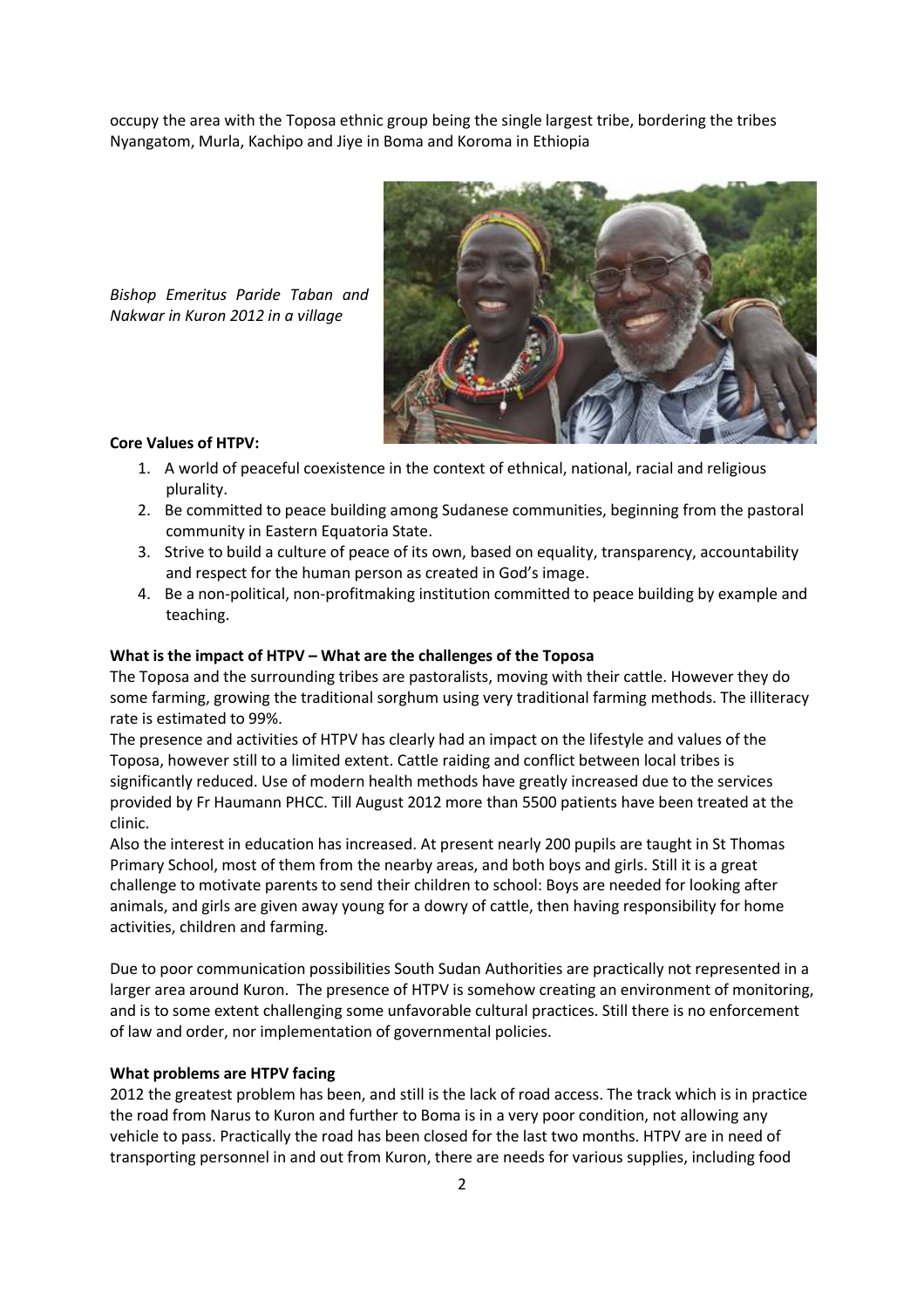occupy the area with the Toposa ethnic group being the single largest tribe, bordering the tribes Nyangatom, Murla, Kachipo and Jiye in Boma and Koroma in Ethiopia

*Bishop Emeritus Paride Taban and Nakwar in Kuron 2012 in a village*

**Core Values of HTPV:**

1. A world of peaceful coexistence in the context of ethnical, national, racial and religious plurality.
2. Be committed to peace building among Sudanese communities, beginning from the pastoral community in Eastern Equatoria State.
3. Strive to build a culture of peace of its own, based on equality, transparency, accountability and respect for the human person as created in God's image.
4. Be a non-political, non-profitmaking institution committed to peace building by example and teaching.

**What is the impact of HTPV – What are the challenges of the Toposa**

The Toposa and the surrounding tribes are pastoralists, moving with their cattle. However they do some farming, growing the traditional sorghum using very traditional farming methods. The illiteracy rate is estimated to 99%.

The presence and activities of HTPV has clearly had an impact on the lifestyle and values of the Toposa, however still to a limited extent. Cattle raiding and conflict between local tribes is significantly reduced. Use of modern health methods have greatly increased due to the services provided by Fr Haumann PHCC. Till August 2012 more than 5500 patients have been treated at the clinic.

Also the interest in education has increased. At present nearly 200 pupils are taught in St Thomas Primary School, most of them from the nearby areas, and both boys and girls. Still it is a great challenge to motivate parents to send their children to school: Boys are needed for looking after animals, and girls are given away young for a dowry of cattle, then having responsibility for home activities, children and farming.

Due to poor communication possibilities South Sudan Authorities are practically not represented in a larger area around Kuron. The presence of HTPV is somehow creating an environment of monitoring, and is to some extent challenging some unfavorable cultural practices. Still there is no enforcement of law and order, nor implementation of governmental policies.

**What problems are HTPV facing**

2012 the greatest problem has been, and still is the lack of road access. The track which is in practice the road from Narus to Kuron and further to Boma is in a very poor condition, not allowing any vehicle to pass. Practically the road has been closed for the last two months. HTPV are in need of transporting personnel in and out from Kuron, there are needs for various supplies, including food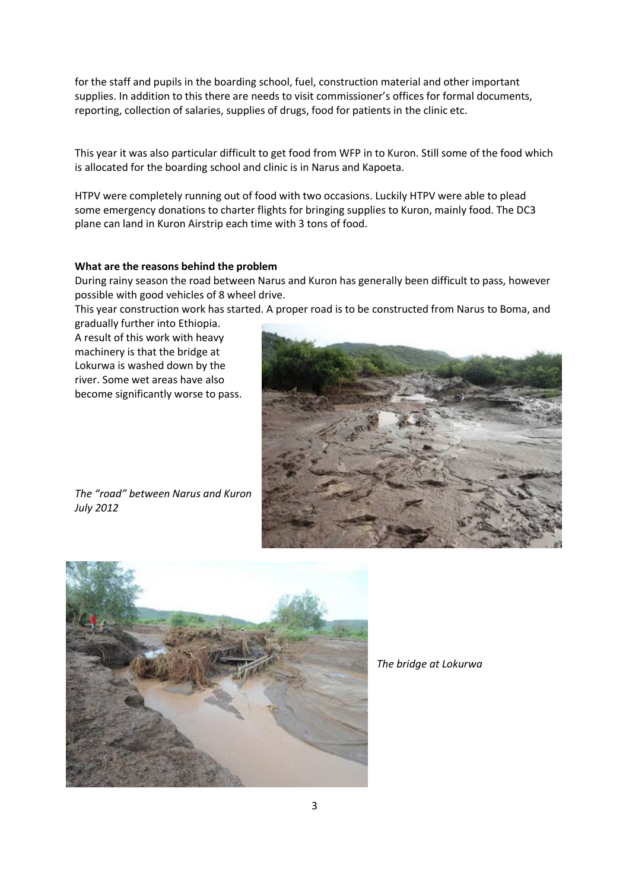for the staff and pupils in the boarding school, fuel, construction material and other important supplies. In addition to this there are needs to visit commissioner's offices for formal documents, reporting, collection of salaries, supplies of drugs, food for patients in the clinic etc.

This year it was also particular difficult to get food from WFP in to Kuron. Still some of the food which is allocated for the boarding school and clinic is in Narus and Kapoeta.

HTPV were completely running out of food with two occasions. Luckily HTPV were able to plead some emergency donations to charter flights for bringing supplies to Kuron, mainly food. The DC3 plane can land in Kuron Airstrip each time with 3 tons of food.

**What are the reasons behind the problem**

During rainy season the road between Narus and Kuron has generally been difficult to pass, however possible with good vehicles of 8 wheel drive.

This year construction work has started. A proper road is to be constructed from Narus to Boma, and gradually further into Ethiopia.

A result of this work with heavy machinery is that the bridge at Lokurwa is washed down by the river. Some wet areas have also become significantly worse to pass.

*The "road" between Narus and Kuron July 2012*

*The bridge at Lokurwa*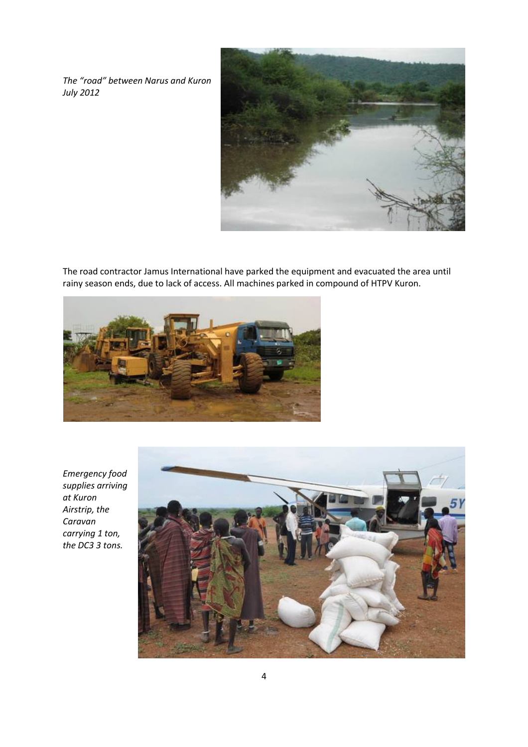*The “road” between Narus and Kuron July 2012*

The road contractor Jamus International have parked the equipment and evacuated the area until rainy season ends, due to lack of access. All machines parked in compound of HTPV Kuron.

*Emergency food supplies arriving at Kuron Airstrip, the Caravan carrying 1 ton, the DC3 3 tons.*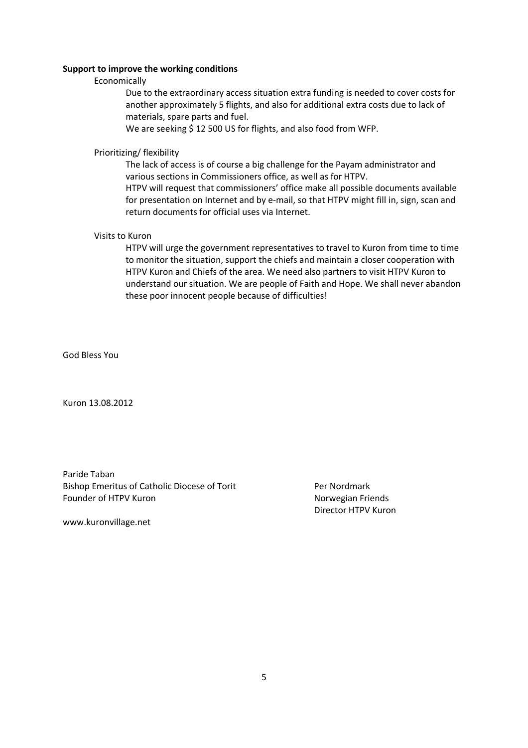**Support to improve the working conditions**

Economically

Due to the extraordinary access situation extra funding is needed to cover costs for another approximately 5 flights, and also for additional extra costs due to lack of materials, spare parts and fuel.

We are seeking $ 12 500 US for flights, and also food from WFP.

Prioritizing/ flexibility

The lack of access is of course a big challenge for the Payam administrator and various sections in Commissioners office, as well as for HTPV.

HTPV will request that commissioners' office make all possible documents available for presentation on Internet and by e-mail, so that HTPV might fill in, sign, scan and return documents for official uses via Internet.

Visits to Kuron

HTPV will urge the government representatives to travel to Kuron from time to time to monitor the situation, support the chiefs and maintain a closer cooperation with HTPV Kuron and Chiefs of the area. We need also partners to visit HTPV Kuron to understand our situation. We are people of Faith and Hope. We shall never abandon these poor innocent people because of difficulties!

God Bless You

Kuron 13.08.2012

Paride Taban
Bishop Emeritus of Catholic Diocese of Torit
Founder of HTPV Kuron

Per Nordmark
Norwegian Friends
Director HTPV Kuron

www.kuronvillage.net